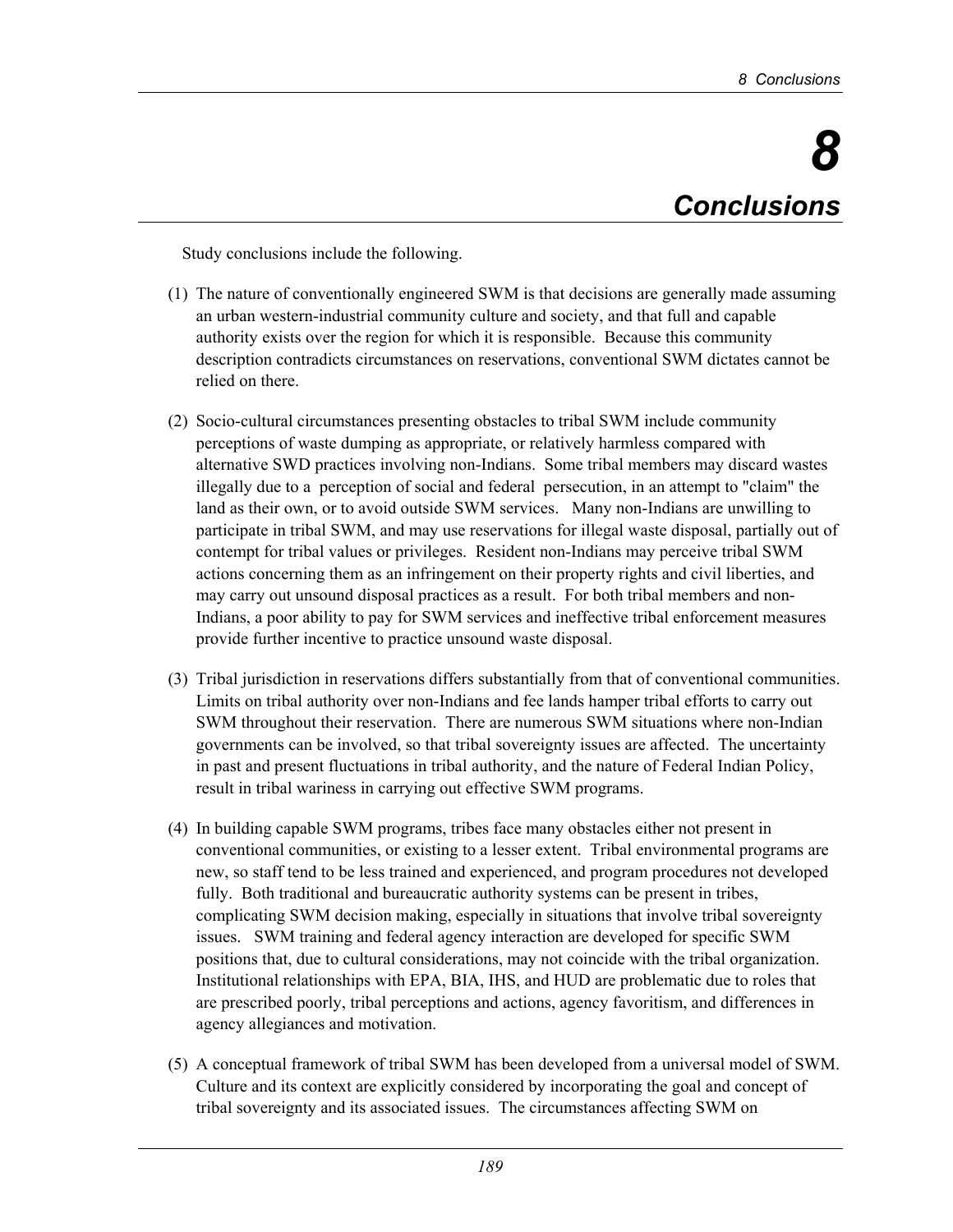# 8 Conclusions

Study conclusions include the following.

(1) The nature of conventionally engineered SWM is that decisions are generally made assuming an urban western-industrial community culture and society, and that full and capable authority exists over the region for which it is responsible. Because this community description contradicts circumstances on reservations, conventional SWM dictates cannot be relied on there.

(2) Socio-cultural circumstances presenting obstacles to tribal SWM include community perceptions of waste dumping as appropriate, or relatively harmless compared with alternative SWD practices involving non-Indians. Some tribal members may discard wastes illegally due to a perception of social and federal persecution, in an attempt to "claim" the land as their own, or to avoid outside SWM services. Many non-Indians are unwilling to participate in tribal SWM, and may use reservations for illegal waste disposal, partially out of contempt for tribal values or privileges. Resident non-Indians may perceive tribal SWM actions concerning them as an infringement on their property rights and civil liberties, and may carry out unsound disposal practices as a result. For both tribal members and non-Indians, a poor ability to pay for SWM services and ineffective tribal enforcement measures provide further incentive to practice unsound waste disposal.

(3) Tribal jurisdiction in reservations differs substantially from that of conventional communities. Limits on tribal authority over non-Indians and fee lands hamper tribal efforts to carry out SWM throughout their reservation. There are numerous SWM situations where non-Indian governments can be involved, so that tribal sovereignty issues are affected. The uncertainty in past and present fluctuations in tribal authority, and the nature of Federal Indian Policy, result in tribal wariness in carrying out effective SWM programs.

(4) In building capable SWM programs, tribes face many obstacles either not present in conventional communities, or existing to a lesser extent. Tribal environmental programs are new, so staff tend to be less trained and experienced, and program procedures not developed fully. Both traditional and bureaucratic authority systems can be present in tribes, complicating SWM decision making, especially in situations that involve tribal sovereignty issues. SWM training and federal agency interaction are developed for specific SWM positions that, due to cultural considerations, may not coincide with the tribal organization. Institutional relationships with EPA, BIA, IHS, and HUD are problematic due to roles that are prescribed poorly, tribal perceptions and actions, agency favoritism, and differences in agency allegiances and motivation.

(5) A conceptual framework of tribal SWM has been developed from a universal model of SWM. Culture and its context are explicitly considered by incorporating the goal and concept of tribal sovereignty and its associated issues. The circumstances affecting SWM on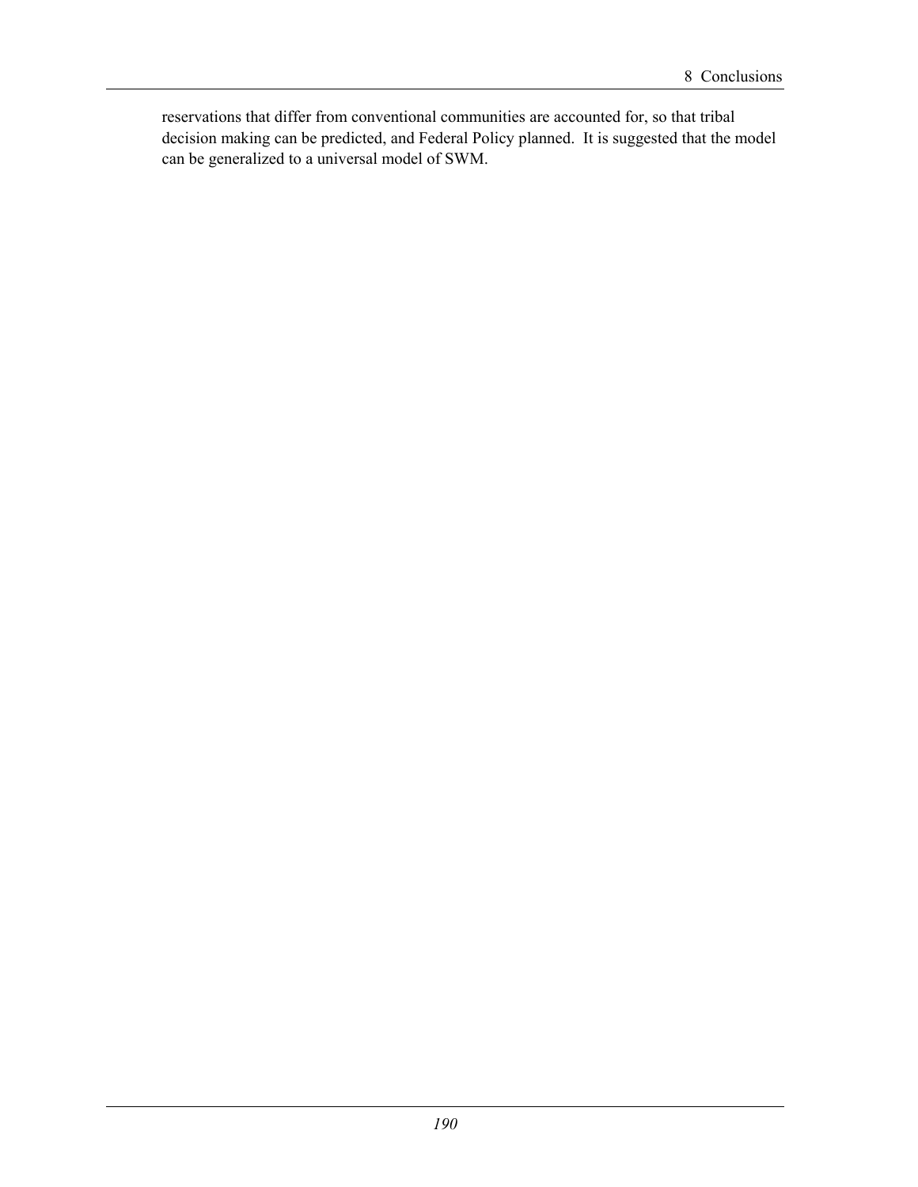reservations that differ from conventional communities are accounted for, so that tribal decision making can be predicted, and Federal Policy planned. It is suggested that the model can be generalized to a universal model of SWM.